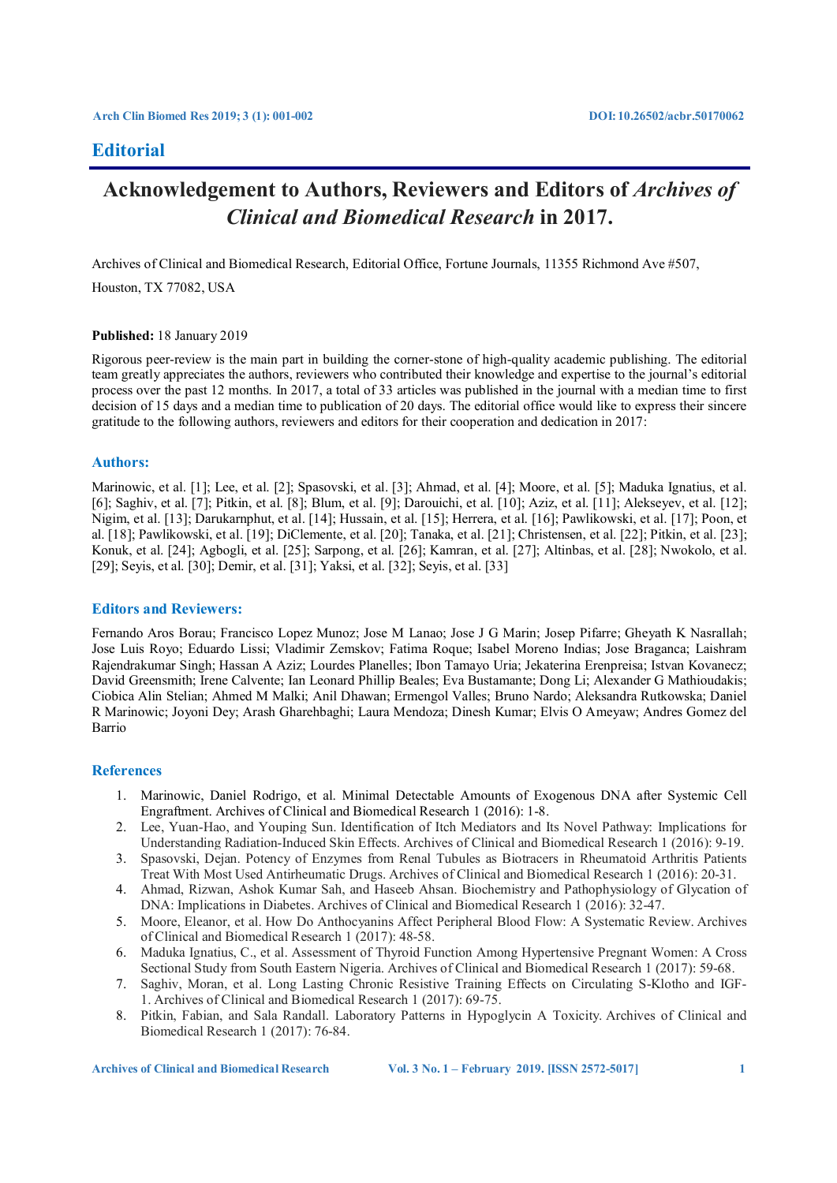## Editorial

# Acknowledgement to Authors, Reviewers and Editors of *Archives of Clinical and Biomedical Research* in 2017.

Archives of Clinical and Biomedical Research, Editorial Office, Fortune Journals, 11355 Richmond Ave #507, Houston, TX 77082, USA

**Published:** 18 January 2019

Rigorous peer-review is the main part in building the corner-stone of high-quality academic publishing. The editorial team greatly appreciates the authors, reviewers who contributed their knowledge and expertise to the journal's editorial process over the past 12 months. In 2017, a total of 33 articles was published in the journal with a median time to first decision of 15 days and a median time to publication of 20 days. The editorial office would like to express their sincere gratitude to the following authors, reviewers and editors for their cooperation and dedication in 2017:

### Authors:

Marinowic, et al. [1]; Lee, et al. [2]; Spasovski, et al. [3]; Ahmad, et al. [4]; Moore, et al. [5]; Maduka Ignatius, et al. [6]; Saghiv, et al. [7]; Pitkin, et al. [8]; Blum, et al. [9]; Darouichi, et al. [10]; Aziz, et al. [11]; Alekseyev, et al. [12]; Nigim, et al. [13]; Darukarnphut, et al. [14]; Hussain, et al. [15]; Herrera, et al. [16]; Pawlikowski, et al. [17]; Poon, et al. [18]; Pawlikowski, et al. [19]; DiClemente, et al. [20]; Tanaka, et al. [21]; Christensen, et al. [22]; Pitkin, et al. [23]; Konuk, et al. [24]; Agbogli, et al. [25]; Sarpong, et al. [26]; Kamran, et al. [27]; Altinbas, et al. [28]; Nwokolo, et al. [29]; Seyis, et al. [30]; Demir, et al. [31]; Yaksi, et al. [32]; Seyis, et al. [33]

### Editors and Reviewers:

Fernando Aros Borau; Francisco Lopez Munoz; Jose M Lanao; Jose J G Marin; Josep Pifarre; Gheyath K Nasrallah; Jose Luis Royo; Eduardo Lissi; Vladimir Zemskov; Fatima Roque; Isabel Moreno Indias; Jose Braganca; Laishram Rajendrakumar Singh; Hassan A Aziz; Lourdes Planelles; Ibon Tamayo Uria; Jekaterina Erenpreisa; Istvan Kovanecz; David Greensmith; Irene Calvente; Ian Leonard Phillip Beales; Eva Bustamante; Dong Li; Alexander G Mathioudakis; Ciobica Alin Stelian; Ahmed M Malki; Anil Dhawan; Ermengol Valles; Bruno Nardo; Aleksandra Rutkowska; Daniel R Marinowic; Joyoni Dey; Arash Gharehbaghi; Laura Mendoza; Dinesh Kumar; Elvis O Ameyaw; Andres Gomez del Barrio

### References

1. Marinowic, Daniel Rodrigo, et al. Minimal Detectable Amounts of Exogenous DNA after Systemic Cell Engraftment. Archives of Clinical and Biomedical Research 1 (2016): 1-8.
2. Lee, Yuan-Hao, and Youping Sun. Identification of Itch Mediators and Its Novel Pathway: Implications for Understanding Radiation-Induced Skin Effects. Archives of Clinical and Biomedical Research 1 (2016): 9-19.
3. Spasovski, Dejan. Potency of Enzymes from Renal Tubules as Biotracers in Rheumatoid Arthritis Patients Treat With Most Used Antirheumatic Drugs. Archives of Clinical and Biomedical Research 1 (2016): 20-31.
4. Ahmad, Rizwan, Ashok Kumar Sah, and Haseeb Ahsan. Biochemistry and Pathophysiology of Glycation of DNA: Implications in Diabetes. Archives of Clinical and Biomedical Research 1 (2016): 32-47.
5. Moore, Eleanor, et al. How Do Anthocyanins Affect Peripheral Blood Flow: A Systematic Review. Archives of Clinical and Biomedical Research 1 (2017): 48-58.
6. Maduka Ignatius, C., et al. Assessment of Thyroid Function Among Hypertensive Pregnant Women: A Cross Sectional Study from South Eastern Nigeria. Archives of Clinical and Biomedical Research 1 (2017): 59-68.
7. Saghiv, Moran, et al. Long Lasting Chronic Resistive Training Effects on Circulating S-Klotho and IGF-1. Archives of Clinical and Biomedical Research 1 (2017): 69-75.
8. Pitkin, Fabian, and Sala Randall. Laboratory Patterns in Hypoglycin A Toxicity. Archives of Clinical and Biomedical Research 1 (2017): 76-84.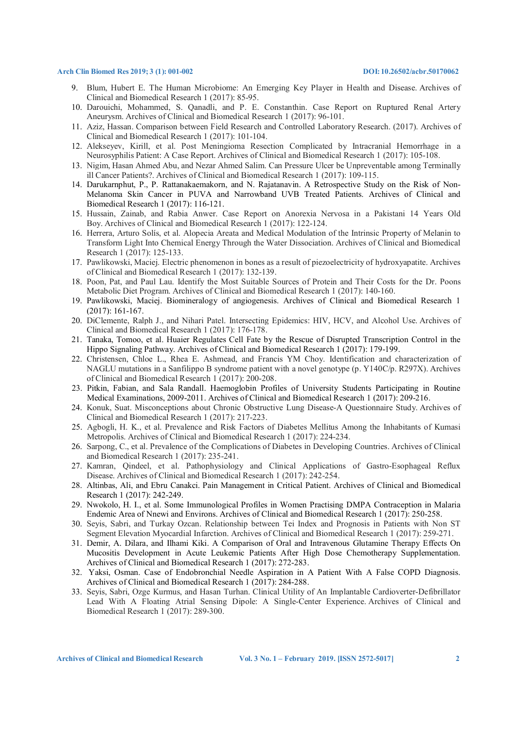9. Blum, Hubert E. The Human Microbiome: An Emerging Key Player in Health and Disease. Archives of Clinical and Biomedical Research 1 (2017): 85-95.
10. Darouichi, Mohammed, S. Qanadli, and P. E. Constanthin. Case Report on Ruptured Renal Artery Aneurysm. Archives of Clinical and Biomedical Research 1 (2017): 96-101.
11. Aziz, Hassan. Comparison between Field Research and Controlled Laboratory Research. (2017). Archives of Clinical and Biomedical Research 1 (2017): 101-104.
12. Alekseyev, Kirill, et al. Post Meningioma Resection Complicated by Intracranial Hemorrhage in a Neurosyphilis Patient: A Case Report. Archives of Clinical and Biomedical Research 1 (2017): 105-108.
13. Nigim, Hasan Ahmed Abu, and Nezar Ahmed Salim. Can Pressure Ulcer be Unpreventable among Terminally ill Cancer Patients?. Archives of Clinical and Biomedical Research 1 (2017): 109-115.
14. Darukarnphut, P., P. Rattanakaemakorn, and N. Rajatanavin. A Retrospective Study on the Risk of Non-Melanoma Skin Cancer in PUVA and Narrowband UVB Treated Patients. Archives of Clinical and Biomedical Research 1 (2017): 116-121.
15. Hussain, Zainab, and Rabia Anwer. Case Report on Anorexia Nervosa in a Pakistani 14 Years Old Boy. Archives of Clinical and Biomedical Research 1 (2017): 122-124.
16. Herrera, Arturo Solís, et al. Alopecia Areata and Medical Modulation of the Intrinsic Property of Melanin to Transform Light Into Chemical Energy Through the Water Dissociation. Archives of Clinical and Biomedical Research 1 (2017): 125-133.
17. Pawlikowski, Maciej. Electric phenomenon in bones as a result of piezoelectricity of hydroxyapatite. Archives of Clinical and Biomedical Research 1 (2017): 132-139.
18. Poon, Pat, and Paul Lau. Identify the Most Suitable Sources of Protein and Their Costs for the Dr. Poons Metabolic Diet Program. Archives of Clinical and Biomedical Research 1 (2017): 140-160.
19. Pawlikowski, Maciej. Biomineralogy of angiogenesis. Archives of Clinical and Biomedical Research 1 (2017): 161-167.
20. DiClemente, Ralph J., and Nihari Patel. Intersecting Epidemics: HIV, HCV, and Alcohol Use. Archives of Clinical and Biomedical Research 1 (2017): 176-178.
21. Tanaka, Tomoo, et al. Huaier Regulates Cell Fate by the Rescue of Disrupted Transcription Control in the Hippo Signaling Pathway. Archives of Clinical and Biomedical Research 1 (2017): 179-199.
22. Christensen, Chloe L., Rhea E. Ashmead, and Francis YM Choy. Identification and characterization of NAGLU mutations in a Sanfilippo B syndrome patient with a novel genotype (p. Y140C/p. R297X). Archives of Clinical and Biomedical Research 1 (2017): 200-208.
23. Pitkin, Fabian, and Sala Randall. Haemoglobin Profiles of University Students Participating in Routine Medical Examinations, 2009-2011. Archives of Clinical and Biomedical Research 1 (2017): 209-216.
24. Konuk, Suat. Misconceptions about Chronic Obstructive Lung Disease-A Questionnaire Study. Archives of Clinical and Biomedical Research 1 (2017): 217-223.
25. Agbogli, H. K., et al. Prevalence and Risk Factors of Diabetes Mellitus Among the Inhabitants of Kumasi Metropolis. Archives of Clinical and Biomedical Research 1 (2017): 224-234.
26. Sarpong, C., et al. Prevalence of the Complications of Diabetes in Developing Countries. Archives of Clinical and Biomedical Research 1 (2017): 235-241.
27. Kamran, Qindeel, et al. Pathophysiology and Clinical Applications of Gastro-Esophageal Reflux Disease. Archives of Clinical and Biomedical Research 1 (2017): 242-254.
28. Altinbas, Ali, and Ebru Canakci. Pain Management in Critical Patient. Archives of Clinical and Biomedical Research 1 (2017): 242-249.
29. Nwokolo, H. I., et al. Some Immunological Profiles in Women Practising DMPA Contraception in Malaria Endemic Area of Nnewi and Environs. Archives of Clinical and Biomedical Research 1 (2017): 250-258.
30. Seyis, Sabri, and Turkay Ozcan. Relationship between Tei Index and Prognosis in Patients with Non ST Segment Elevation Myocardial Infarction. Archives of Clinical and Biomedical Research 1 (2017): 259-271.
31. Demir, A. Dilara, and Ilhami Kiki. A Comparison of Oral and Intravenous Glutamine Therapy Effects On Mucositis Development in Acute Leukemic Patients After High Dose Chemotherapy Supplementation. Archives of Clinical and Biomedical Research 1 (2017): 272-283.
32. Yaksi, Osman. Case of Endobronchial Needle Aspiration in A Patient With A False COPD Diagnosis. Archives of Clinical and Biomedical Research 1 (2017): 284-288.
33. Seyis, Sabri, Ozge Kurmus, and Hasan Turhan. Clinical Utility of An Implantable Cardioverter-Defibrillator Lead With A Floating Atrial Sensing Dipole: A Single-Center Experience. Archives of Clinical and Biomedical Research 1 (2017): 289-300.